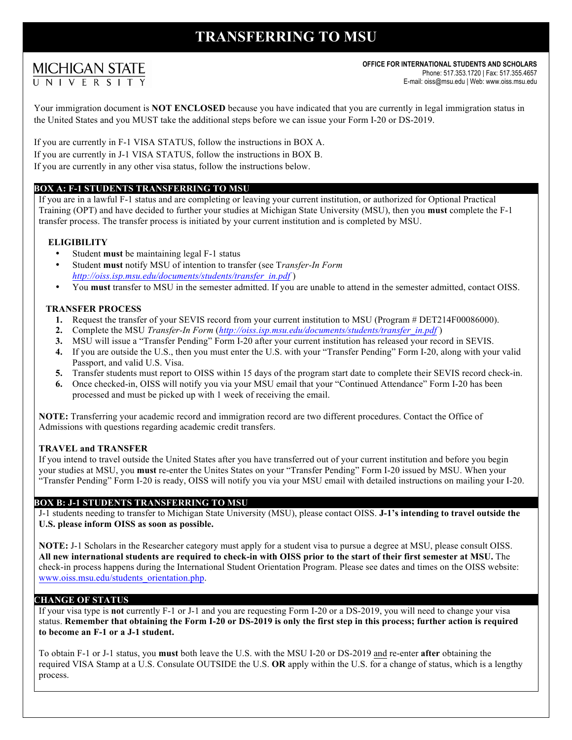# TRANSFERRING TO MSU

MICHIGAN STATE UNIVERSITY

**OFFICE FOR INTERNATIONAL STUDENTS AND SCHOLARS**
Phone: 517.353.1720 | Fax: 517.355.4657
E-mail: oiss@msu.edu | Web: www.oiss.msu.edu

Your immigration document is **NOT ENCLOSED** because you have indicated that you are currently in legal immigration status in the United States and you MUST take the additional steps before we can issue your Form I-20 or DS-2019.

If you are currently in F-1 VISA STATUS, follow the instructions in BOX A.
If you are currently in J-1 VISA STATUS, follow the instructions in BOX B.
If you are currently in any other visa status, follow the instructions below.

## BOX A: F-1 STUDENTS TRANSFERRING TO MSU

If you are in a lawful F-1 status and are completing or leaving your current institution, or authorized for Optional Practical Training (OPT) and have decided to further your studies at Michigan State University (MSU), then you **must** complete the F-1 transfer process. The transfer process is initiated by your current institution and is completed by MSU.

### ELIGIBILITY

- Student **must** be maintaining legal F-1 status
- Student **must** notify MSU of intention to transfer (see T*ransfer-In Form* *http://oiss.isp.msu.edu/documents/students/transfer_in.pdf* )
- You **must** transfer to MSU in the semester admitted. If you are unable to attend in the semester admitted, contact OISS.

### TRANSFER PROCESS

1. Request the transfer of your SEVIS record from your current institution to MSU (Program # DET214F00086000).
2. Complete the MSU *Transfer-In Form* (*http://oiss.isp.msu.edu/documents/students/transfer_in.pdf* )
3. MSU will issue a "Transfer Pending" Form I-20 after your current institution has released your record in SEVIS.
4. If you are outside the U.S., then you must enter the U.S. with your "Transfer Pending" Form I-20, along with your valid Passport, and valid U.S. Visa.
5. Transfer students must report to OISS within 15 days of the program start date to complete their SEVIS record check-in.
6. Once checked-in, OISS will notify you via your MSU email that your "Continued Attendance" Form I-20 has been processed and must be picked up with 1 week of receiving the email.

**NOTE:** Transferring your academic record and immigration record are two different procedures. Contact the Office of Admissions with questions regarding academic credit transfers.

### TRAVEL and TRANSFER

If you intend to travel outside the United States after you have transferred out of your current institution and before you begin your studies at MSU, you **must** re-enter the Unites States on your "Transfer Pending" Form I-20 issued by MSU. When your "Transfer Pending" Form I-20 is ready, OISS will notify you via your MSU email with detailed instructions on mailing your I-20.

## BOX B: J-1 STUDENTS TRANSFERRING TO MSU

J-1 students needing to transfer to Michigan State University (MSU), please contact OISS. **J-1's intending to travel outside the U.S. please inform OISS as soon as possible.**

**NOTE:** J-1 Scholars in the Researcher category must apply for a student visa to pursue a degree at MSU, please consult OISS. **All new international students are required to check-in with OISS prior to the start of their first semester at MSU.** The check-in process happens during the International Student Orientation Program. Please see dates and times on the OISS website: www.oiss.msu.edu/students_orientation.php.

## CHANGE OF STATUS

If your visa type is **not** currently F-1 or J-1 and you are requesting Form I-20 or a DS-2019, you will need to change your visa status. **Remember that obtaining the Form I-20 or DS-2019 is only the first step in this process; further action is required to become an F-1 or a J-1 student.**

To obtain F-1 or J-1 status, you **must** both leave the U.S. with the MSU I-20 or DS-2019 and re-enter **after** obtaining the required VISA Stamp at a U.S. Consulate OUTSIDE the U.S. **OR** apply within the U.S. for a change of status, which is a lengthy process.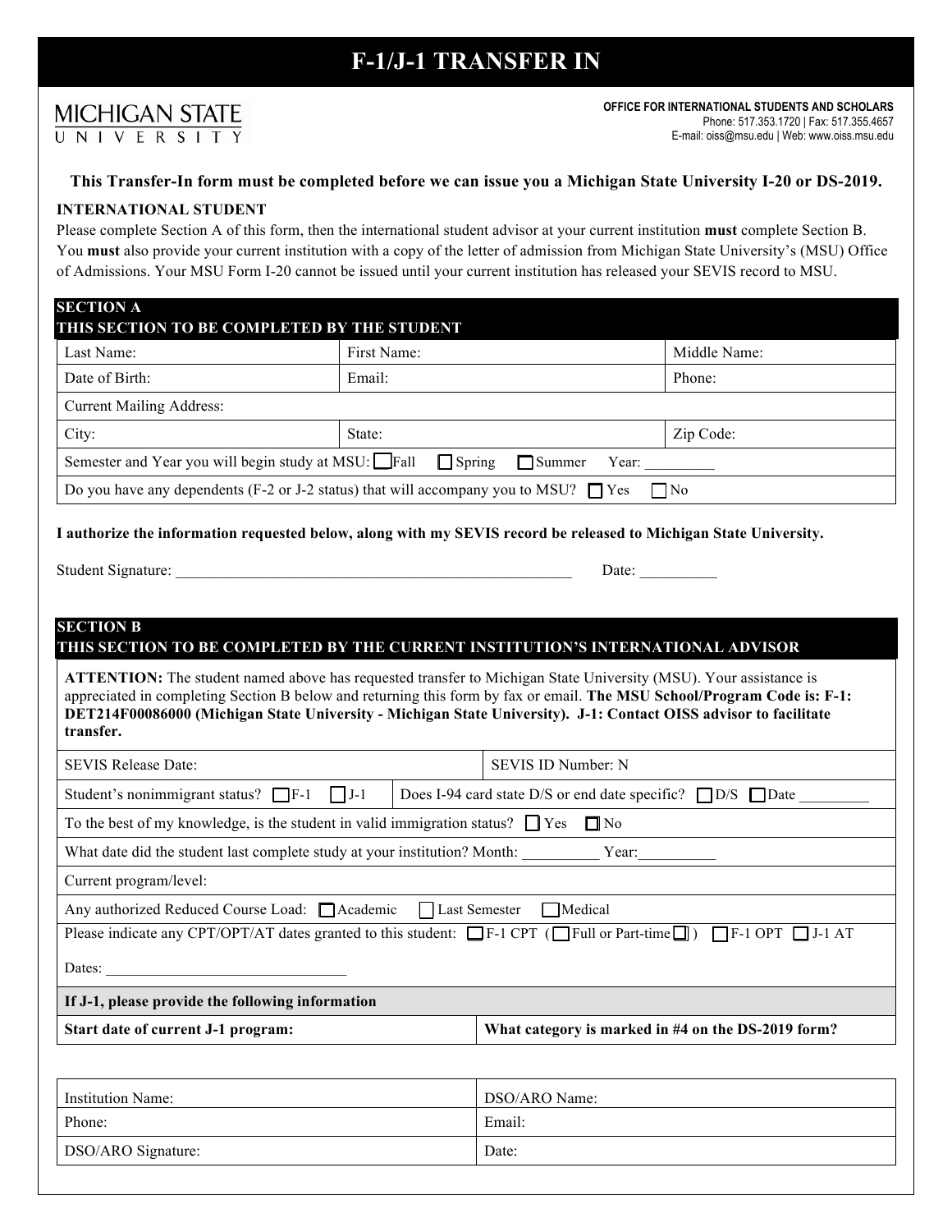# F-1/J-1 TRANSFER IN

MICHIGAN STATE UNIVERSITY

**OFFICE FOR INTERNATIONAL STUDENTS AND SCHOLARS**
Phone: 517.353.1720 | Fax: 517.355.4657
E-mail: oiss@msu.edu | Web: www.oiss.msu.edu

**This Transfer-In form must be completed before we can issue you a Michigan State University I-20 or DS-2019.**

**INTERNATIONAL STUDENT**

Please complete Section A of this form, then the international student advisor at your current institution **must** complete Section B. You **must** also provide your current institution with a copy of the letter of admission from Michigan State University's (MSU) Office of Admissions. Your MSU Form I-20 cannot be issued until your current institution has released your SEVIS record to MSU.

## SECTION A
## THIS SECTION TO BE COMPLETED BY THE STUDENT

| | | |
|---|---|---|
| Last Name: | First Name: | Middle Name: |
| Date of Birth: | Email: | Phone: |
| Current Mailing Address: | | |
| City: | State: | Zip Code: |
| Semester and Year you will begin study at MSU: ☐ Fall ☐ Spring ☐ Summer Year: _________ | | |
| Do you have any dependents (F-2 or J-2 status) that will accompany you to MSU? ☐ Yes ☐ No | | |

**I authorize the information requested below, along with my SEVIS record be released to Michigan State University.**

Student Signature: ____________________________________________________ Date: __________

## SECTION B
## THIS SECTION TO BE COMPLETED BY THE CURRENT INSTITUTION'S INTERNATIONAL ADVISOR

**ATTENTION:** The student named above has requested transfer to Michigan State University (MSU). Your assistance is appreciated in completing Section B below and returning this form by fax or email. **The MSU School/Program Code is: F-1: DET214F00086000 (Michigan State University - Michigan State University). J-1: Contact OISS advisor to facilitate transfer.**

| | |
|---|---|
| SEVIS Release Date: | SEVIS ID Number: N |
| Student's nonimmigrant status? ☐ F-1 ☐ J-1 | Does I-94 card state D/S or end date specific? ☐ D/S ☐ Date _________ |
| To the best of my knowledge, is the student in valid immigration status? ☐ Yes ☐ No | |
| What date did the student last complete study at your institution? Month: __________ Year:__________ | |
| Current program/level: | |
| Any authorized Reduced Course Load: ☐ Academic ☐ Last Semester ☐ Medical | |
| Please indicate any CPT/OPT/AT dates granted to this student: ☐ F-1 CPT ( ☐ Full or Part-time ☐ ) ☐ F-1 OPT ☐ J-1 AT<br>Dates: ________________________________ | |
| **If J-1, please provide the following information** | |
| **Start date of current J-1 program:** | **What category is marked in #4 on the DS-2019 form?** |

| | |
|---|---|
| Institution Name: | DSO/ARO Name: |
| Phone: | Email: |
| DSO/ARO Signature: | Date: |